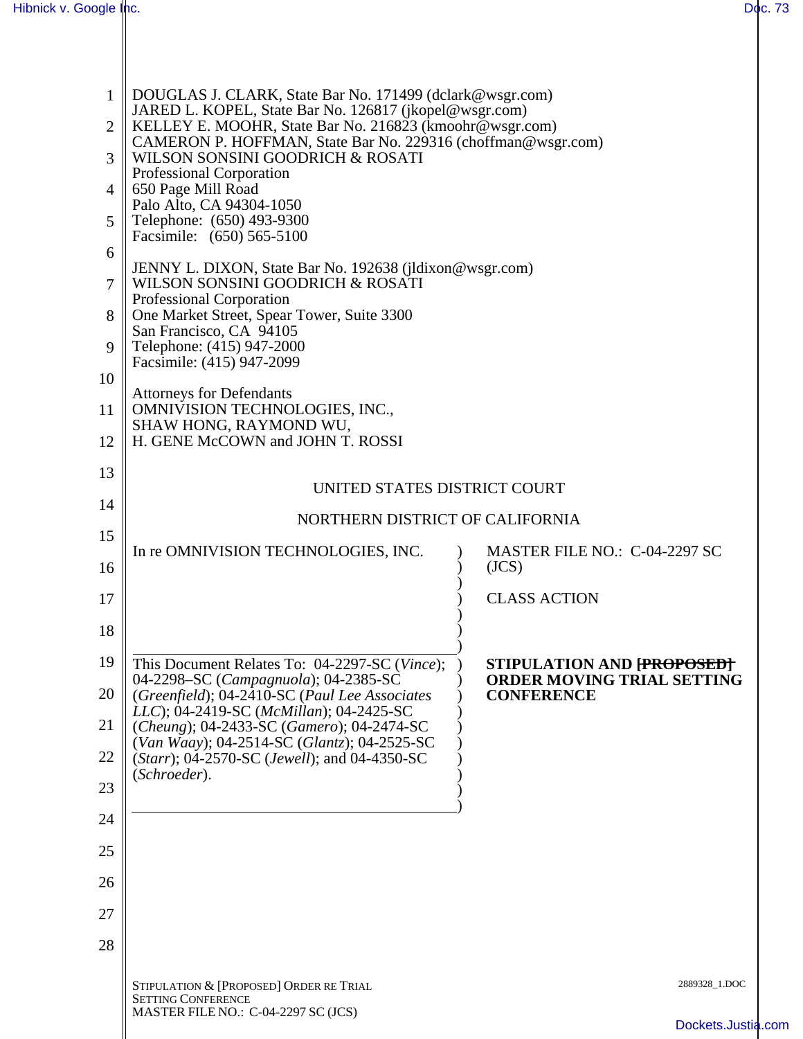DOUGLAS J. CLARK, State Bar No. 171499 (dclark@wsgr.com)
JARED L. KOPEL, State Bar No. 126817 (jkopel@wsgr.com)
KELLEY E. MOOHR, State Bar No. 216823 (kmoohr@wsgr.com)
CAMERON P. HOFFMAN, State Bar No. 229316 (choffman@wsgr.com)
WILSON SONSINI GOODRICH & ROSATI
Professional Corporation
650 Page Mill Road
Palo Alto, CA 94304-1050
Telephone: (650) 493-9300
Facsimile: (650) 565-5100

JENNY L. DIXON, State Bar No. 192638 (jldixon@wsgr.com)
WILSON SONSINI GOODRICH & ROSATI
Professional Corporation
One Market Street, Spear Tower, Suite 3300
San Francisco, CA 94105
Telephone: (415) 947-2000
Facsimile: (415) 947-2099

Attorneys for Defendants
OMNIVISION TECHNOLOGIES, INC.,
SHAW HONG, RAYMOND WU,
H. GENE McCOWN and JOHN T. ROSSI

UNITED STATES DISTRICT COURT

NORTHERN DISTRICT OF CALIFORNIA

| | |
|---|---|
| In re OMNIVISION TECHNOLOGIES, INC. | MASTER FILE NO.: C-04-2297 SC (JCS)<br><br>CLASS ACTION |
| This Document Relates To: 04-2297-SC (*Vince*); 04-2298–SC (*Campagnuola*); 04-2385-SC (*Greenfield*); 04-2410-SC (*Paul Lee Associates LLC*); 04-2419-SC (*McMillan*); 04-2425-SC (*Cheung*); 04-2433-SC (*Gamero*); 04-2474-SC (*Van Waay*); 04-2514-SC (*Glantz*); 04-2525-SC (*Starr*); 04-2570-SC (*Jewell*); and 04-4350-SC (*Schroeder*). | **STIPULATION AND ~~[PROPOSED]~~ ORDER MOVING TRIAL SETTING CONFERENCE** |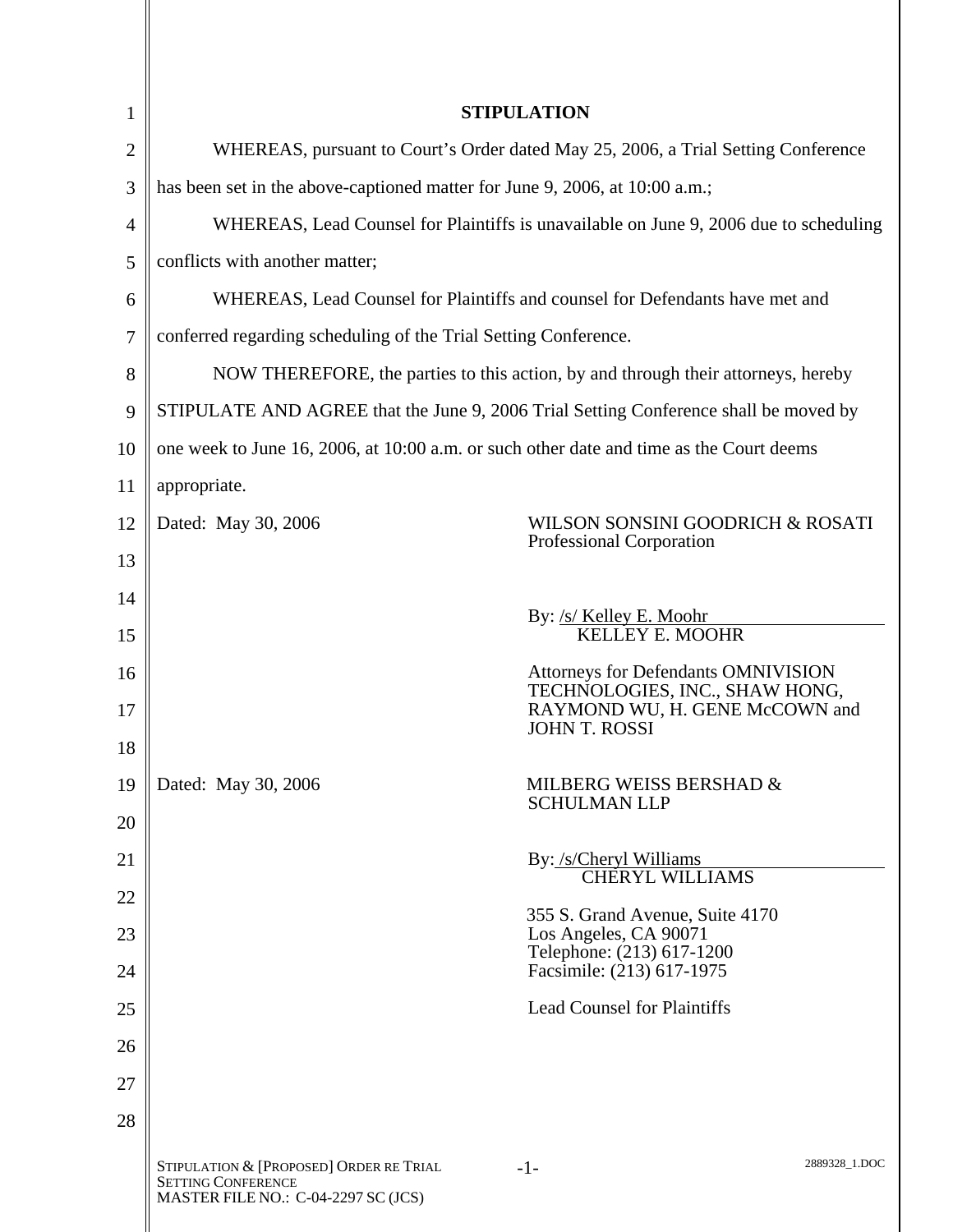# STIPULATION

WHEREAS, pursuant to Court's Order dated May 25, 2006, a Trial Setting Conference has been set in the above-captioned matter for June 9, 2006, at 10:00 a.m.;

WHEREAS, Lead Counsel for Plaintiffs is unavailable on June 9, 2006 due to scheduling conflicts with another matter;

WHEREAS, Lead Counsel for Plaintiffs and counsel for Defendants have met and conferred regarding scheduling of the Trial Setting Conference.

NOW THEREFORE, the parties to this action, by and through their attorneys, hereby STIPULATE AND AGREE that the June 9, 2006 Trial Setting Conference shall be moved by one week to June 16, 2006, at 10:00 a.m. or such other date and time as the Court deems appropriate.

Dated: May 30, 2006

WILSON SONSINI GOODRICH & ROSATI
Professional Corporation

By: /s/ Kelley E. Moohr
KELLEY E. MOOHR

Attorneys for Defendants OMNIVISION TECHNOLOGIES, INC., SHAW HONG, RAYMOND WU, H. GENE McCOWN and JOHN T. ROSSI

Dated: May 30, 2006

MILBERG WEISS BERSHAD & SCHULMAN LLP

By: /s/Cheryl Williams
CHERYL WILLIAMS

355 S. Grand Avenue, Suite 4170
Los Angeles, CA 90071
Telephone: (213) 617-1200
Facsimile: (213) 617-1975

Lead Counsel for Plaintiffs

STIPULATION & [PROPOSED] ORDER RE TRIAL SETTING CONFERENCE
MASTER FILE NO.: C-04-2297 SC (JCS)

2889328_1.DOC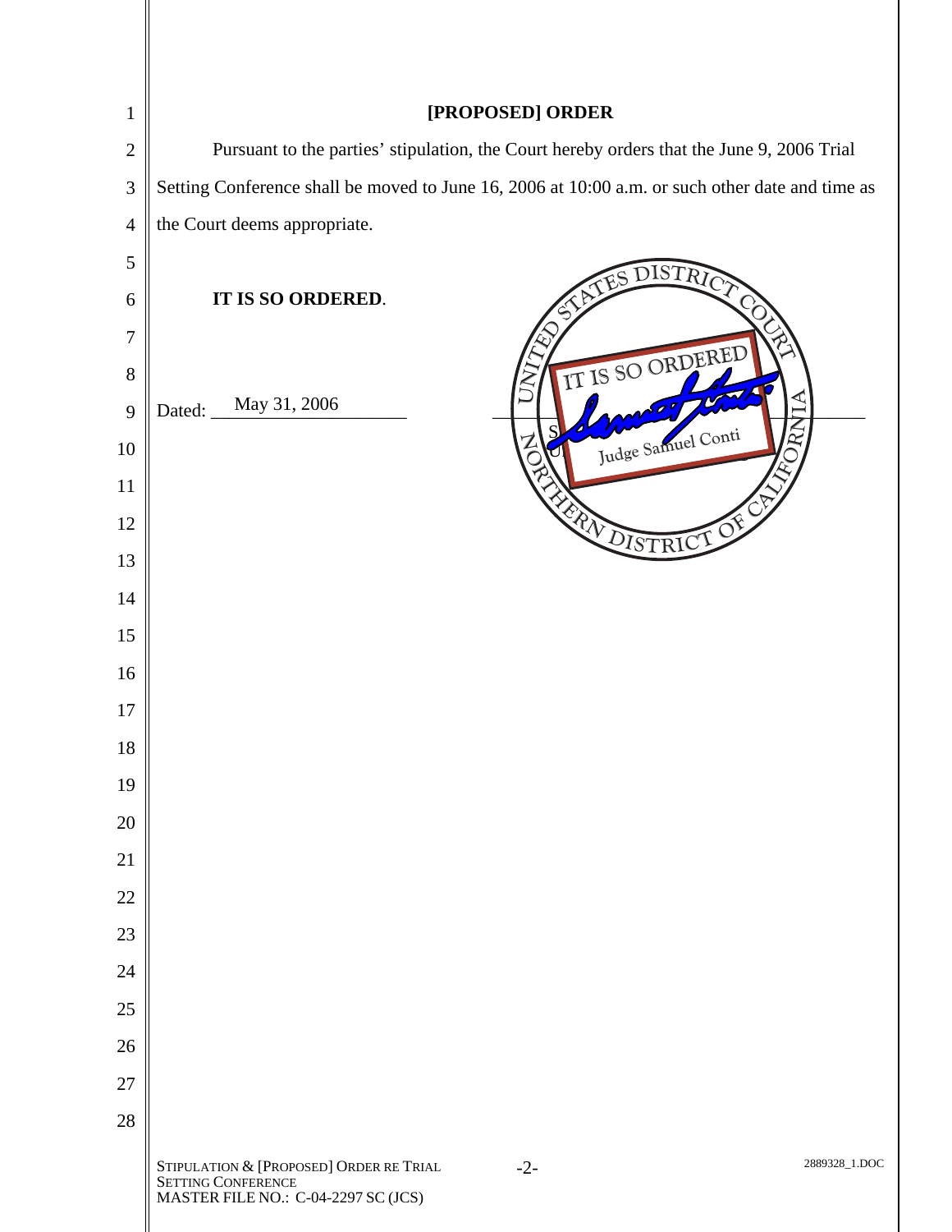**[PROPOSED] ORDER**

Pursuant to the parties' stipulation, the Court hereby orders that the June 9, 2006 Trial Setting Conference shall be moved to June 16, 2006 at 10:00 a.m. or such other date and time as the Court deems appropriate.

**IT IS SO ORDERED**.

Dated: May 31, 2006

UNITED STATES DISTRICT COURT
NORTHERN DISTRICT OF CALIFORNIA
IT IS SO ORDERED
Judge Samuel Conti

STIPULATION & [PROPOSED] ORDER RE TRIAL SETTING CONFERENCE
MASTER FILE NO.: C-04-2297 SC (JCS)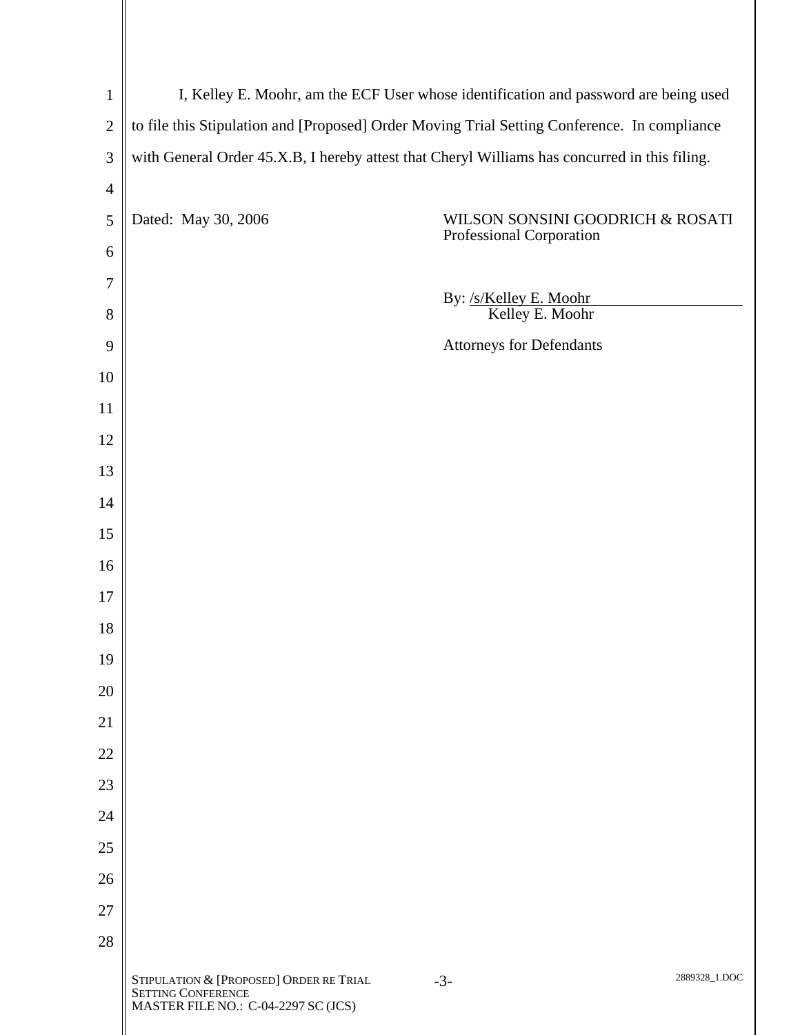I, Kelley E. Moohr, am the ECF User whose identification and password are being used to file this Stipulation and [Proposed] Order Moving Trial Setting Conference. In compliance with General Order 45.X.B, I hereby attest that Cheryl Williams has concurred in this filing.

Dated: May 30, 2006

WILSON SONSINI GOODRICH & ROSATI
Professional Corporation

By: /s/Kelley E. Moohr
Kelley E. Moohr

Attorneys for Defendants